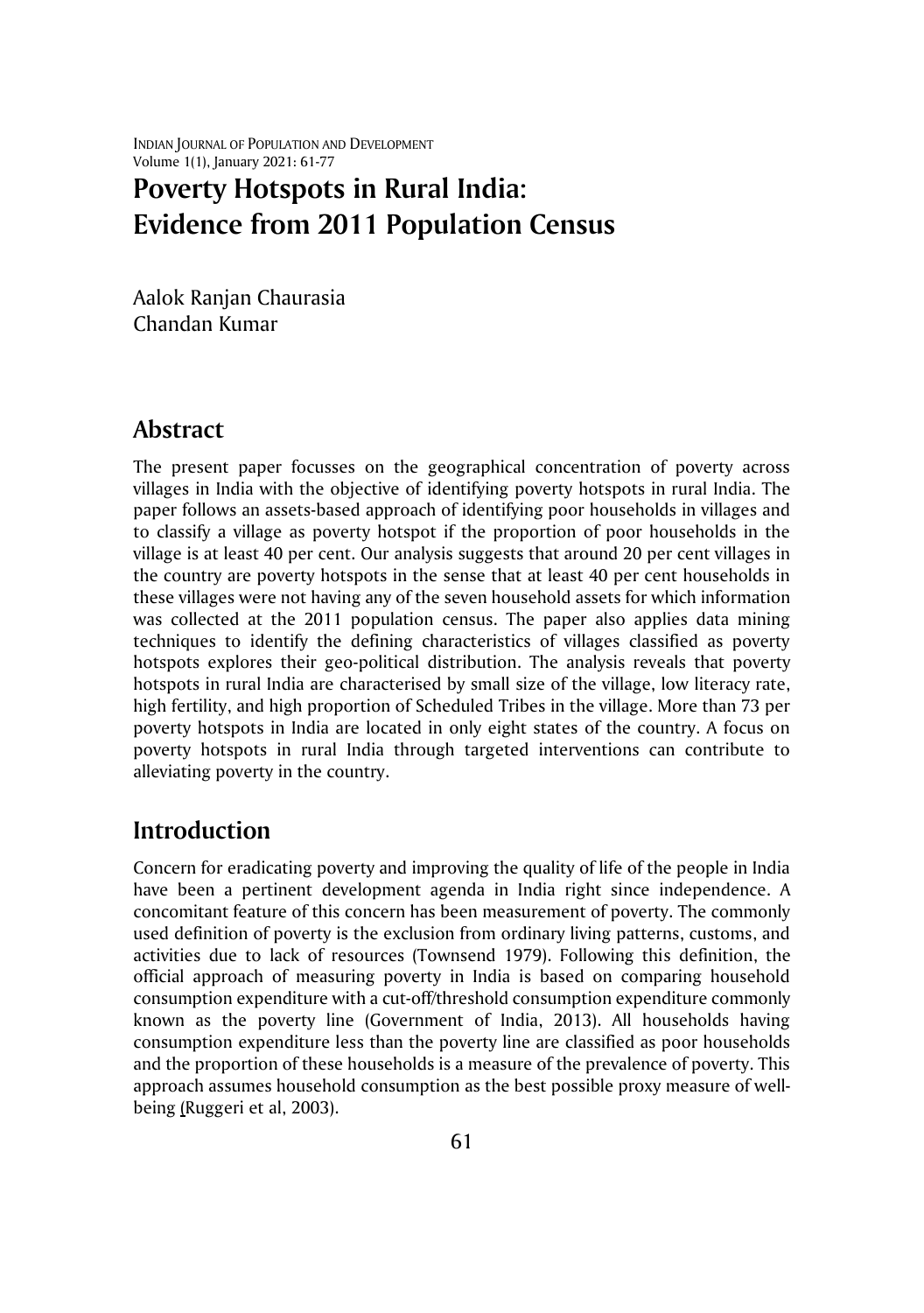# Poverty Hotspots in Rural India: Evidence from 2011 Population Census

Aalok Ranjan Chaurasia
Chandan Kumar

## Abstract

The present paper focusses on the geographical concentration of poverty across villages in India with the objective of identifying poverty hotspots in rural India. The paper follows an assets-based approach of identifying poor households in villages and to classify a village as poverty hotspot if the proportion of poor households in the village is at least 40 per cent. Our analysis suggests that around 20 per cent villages in the country are poverty hotspots in the sense that at least 40 per cent households in these villages were not having any of the seven household assets for which information was collected at the 2011 population census. The paper also applies data mining techniques to identify the defining characteristics of villages classified as poverty hotspots explores their geo-political distribution. The analysis reveals that poverty hotspots in rural India are characterised by small size of the village, low literacy rate, high fertility, and high proportion of Scheduled Tribes in the village. More than 73 per poverty hotspots in India are located in only eight states of the country. A focus on poverty hotspots in rural India through targeted interventions can contribute to alleviating poverty in the country.

## Introduction

Concern for eradicating poverty and improving the quality of life of the people in India have been a pertinent development agenda in India right since independence. A concomitant feature of this concern has been measurement of poverty. The commonly used definition of poverty is the exclusion from ordinary living patterns, customs, and activities due to lack of resources (Townsend 1979). Following this definition, the official approach of measuring poverty in India is based on comparing household consumption expenditure with a cut-off/threshold consumption expenditure commonly known as the poverty line (Government of India, 2013). All households having consumption expenditure less than the poverty line are classified as poor households and the proportion of these households is a measure of the prevalence of poverty. This approach assumes household consumption as the best possible proxy measure of well-being (Ruggeri et al, 2003).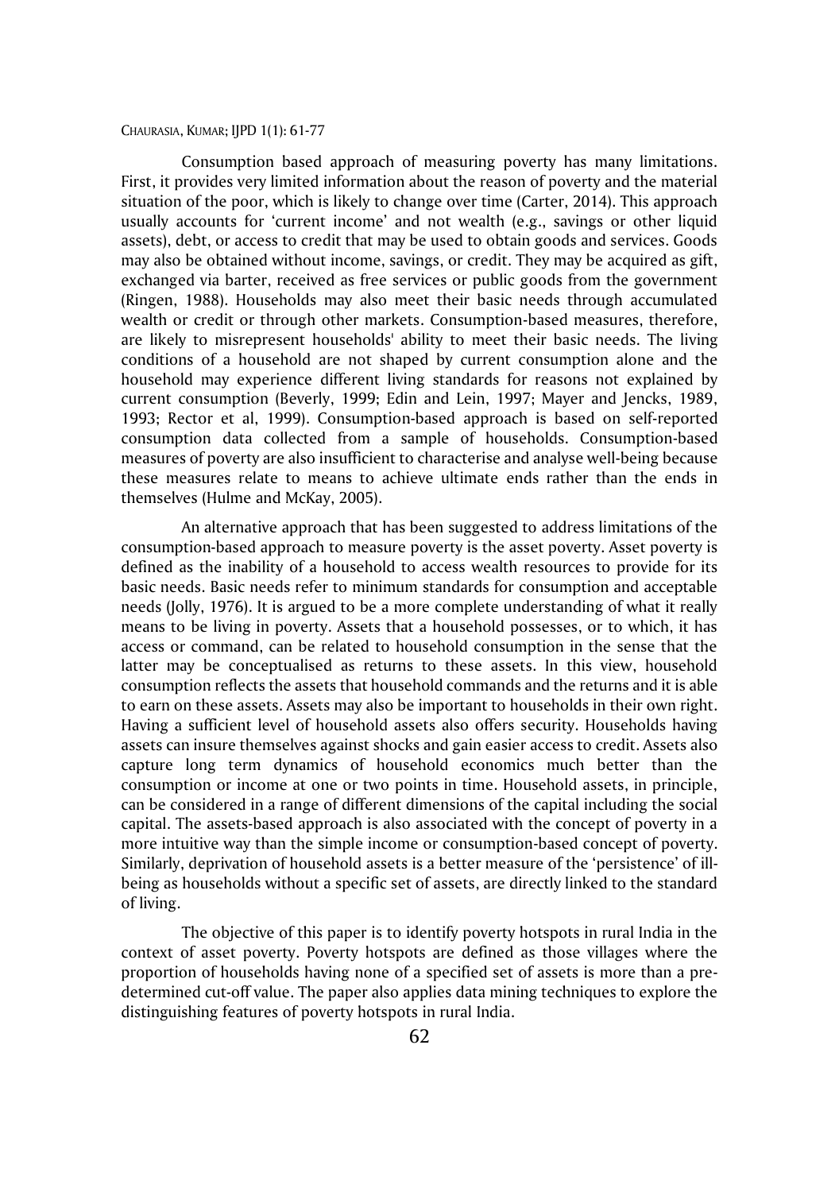Consumption based approach of measuring poverty has many limitations. First, it provides very limited information about the reason of poverty and the material situation of the poor, which is likely to change over time (Carter, 2014). This approach usually accounts for 'current income' and not wealth (e.g., savings or other liquid assets), debt, or access to credit that may be used to obtain goods and services. Goods may also be obtained without income, savings, or credit. They may be acquired as gift, exchanged via barter, received as free services or public goods from the government (Ringen, 1988). Households may also meet their basic needs through accumulated wealth or credit or through other markets. Consumption-based measures, therefore, are likely to misrepresent households' ability to meet their basic needs. The living conditions of a household are not shaped by current consumption alone and the household may experience different living standards for reasons not explained by current consumption (Beverly, 1999; Edin and Lein, 1997; Mayer and Jencks, 1989, 1993; Rector et al, 1999). Consumption-based approach is based on self-reported consumption data collected from a sample of households. Consumption-based measures of poverty are also insufficient to characterise and analyse well-being because these measures relate to means to achieve ultimate ends rather than the ends in themselves (Hulme and McKay, 2005).

An alternative approach that has been suggested to address limitations of the consumption-based approach to measure poverty is the asset poverty. Asset poverty is defined as the inability of a household to access wealth resources to provide for its basic needs. Basic needs refer to minimum standards for consumption and acceptable needs (Jolly, 1976). It is argued to be a more complete understanding of what it really means to be living in poverty. Assets that a household possesses, or to which, it has access or command, can be related to household consumption in the sense that the latter may be conceptualised as returns to these assets. In this view, household consumption reflects the assets that household commands and the returns and it is able to earn on these assets. Assets may also be important to households in their own right. Having a sufficient level of household assets also offers security. Households having assets can insure themselves against shocks and gain easier access to credit. Assets also capture long term dynamics of household economics much better than the consumption or income at one or two points in time. Household assets, in principle, can be considered in a range of different dimensions of the capital including the social capital. The assets-based approach is also associated with the concept of poverty in a more intuitive way than the simple income or consumption-based concept of poverty. Similarly, deprivation of household assets is a better measure of the 'persistence' of ill-being as households without a specific set of assets, are directly linked to the standard of living.

The objective of this paper is to identify poverty hotspots in rural India in the context of asset poverty. Poverty hotspots are defined as those villages where the proportion of households having none of a specified set of assets is more than a pre-determined cut-off value. The paper also applies data mining techniques to explore the distinguishing features of poverty hotspots in rural India.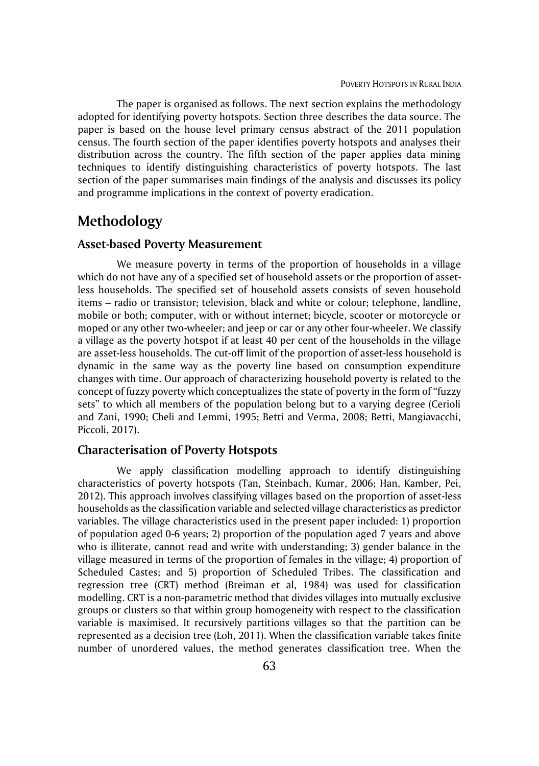The paper is organised as follows. The next section explains the methodology adopted for identifying poverty hotspots. Section three describes the data source. The paper is based on the house level primary census abstract of the 2011 population census. The fourth section of the paper identifies poverty hotspots and analyses their distribution across the country. The fifth section of the paper applies data mining techniques to identify distinguishing characteristics of poverty hotspots. The last section of the paper summarises main findings of the analysis and discusses its policy and programme implications in the context of poverty eradication.

## Methodology

### Asset-based Poverty Measurement

We measure poverty in terms of the proportion of households in a village which do not have any of a specified set of household assets or the proportion of asset-less households. The specified set of household assets consists of seven household items – radio or transistor; television, black and white or colour; telephone, landline, mobile or both; computer, with or without internet; bicycle, scooter or motorcycle or moped or any other two-wheeler; and jeep or car or any other four-wheeler. We classify a village as the poverty hotspot if at least 40 per cent of the households in the village are asset-less households. The cut-off limit of the proportion of asset-less household is dynamic in the same way as the poverty line based on consumption expenditure changes with time. Our approach of characterizing household poverty is related to the concept of fuzzy poverty which conceptualizes the state of poverty in the form of "fuzzy sets" to which all members of the population belong but to a varying degree (Cerioli and Zani, 1990; Cheli and Lemmi, 1995; Betti and Verma, 2008; Betti, Mangiavacchi, Piccoli, 2017).

### Characterisation of Poverty Hotspots

We apply classification modelling approach to identify distinguishing characteristics of poverty hotspots (Tan, Steinbach, Kumar, 2006; Han, Kamber, Pei, 2012). This approach involves classifying villages based on the proportion of asset-less households as the classification variable and selected village characteristics as predictor variables. The village characteristics used in the present paper included: 1) proportion of population aged 0-6 years; 2) proportion of the population aged 7 years and above who is illiterate, cannot read and write with understanding; 3) gender balance in the village measured in terms of the proportion of females in the village; 4) proportion of Scheduled Castes; and 5) proportion of Scheduled Tribes. The classification and regression tree (CRT) method (Breiman et al, 1984) was used for classification modelling. CRT is a non-parametric method that divides villages into mutually exclusive groups or clusters so that within group homogeneity with respect to the classification variable is maximised. It recursively partitions villages so that the partition can be represented as a decision tree (Loh, 2011). When the classification variable takes finite number of unordered values, the method generates classification tree. When the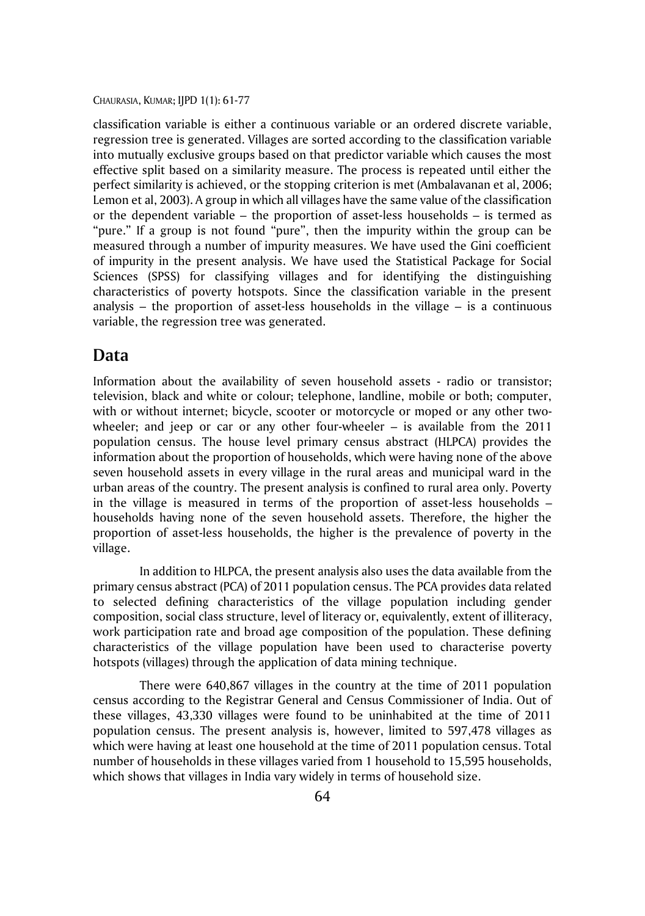classification variable is either a continuous variable or an ordered discrete variable, regression tree is generated. Villages are sorted according to the classification variable into mutually exclusive groups based on that predictor variable which causes the most effective split based on a similarity measure. The process is repeated until either the perfect similarity is achieved, or the stopping criterion is met (Ambalavanan et al, 2006; Lemon et al, 2003). A group in which all villages have the same value of the classification or the dependent variable – the proportion of asset-less households – is termed as "pure." If a group is not found "pure", then the impurity within the group can be measured through a number of impurity measures. We have used the Gini coefficient of impurity in the present analysis. We have used the Statistical Package for Social Sciences (SPSS) for classifying villages and for identifying the distinguishing characteristics of poverty hotspots. Since the classification variable in the present analysis – the proportion of asset-less households in the village – is a continuous variable, the regression tree was generated.

## Data

Information about the availability of seven household assets - radio or transistor; television, black and white or colour; telephone, landline, mobile or both; computer, with or without internet; bicycle, scooter or motorcycle or moped or any other two-wheeler; and jeep or car or any other four-wheeler – is available from the 2011 population census. The house level primary census abstract (HLPCA) provides the information about the proportion of households, which were having none of the above seven household assets in every village in the rural areas and municipal ward in the urban areas of the country. The present analysis is confined to rural area only. Poverty in the village is measured in terms of the proportion of asset-less households – households having none of the seven household assets. Therefore, the higher the proportion of asset-less households, the higher is the prevalence of poverty in the village.

In addition to HLPCA, the present analysis also uses the data available from the primary census abstract (PCA) of 2011 population census. The PCA provides data related to selected defining characteristics of the village population including gender composition, social class structure, level of literacy or, equivalently, extent of illiteracy, work participation rate and broad age composition of the population. These defining characteristics of the village population have been used to characterise poverty hotspots (villages) through the application of data mining technique.

There were 640,867 villages in the country at the time of 2011 population census according to the Registrar General and Census Commissioner of India. Out of these villages, 43,330 villages were found to be uninhabited at the time of 2011 population census. The present analysis is, however, limited to 597,478 villages as which were having at least one household at the time of 2011 population census. Total number of households in these villages varied from 1 household to 15,595 households, which shows that villages in India vary widely in terms of household size.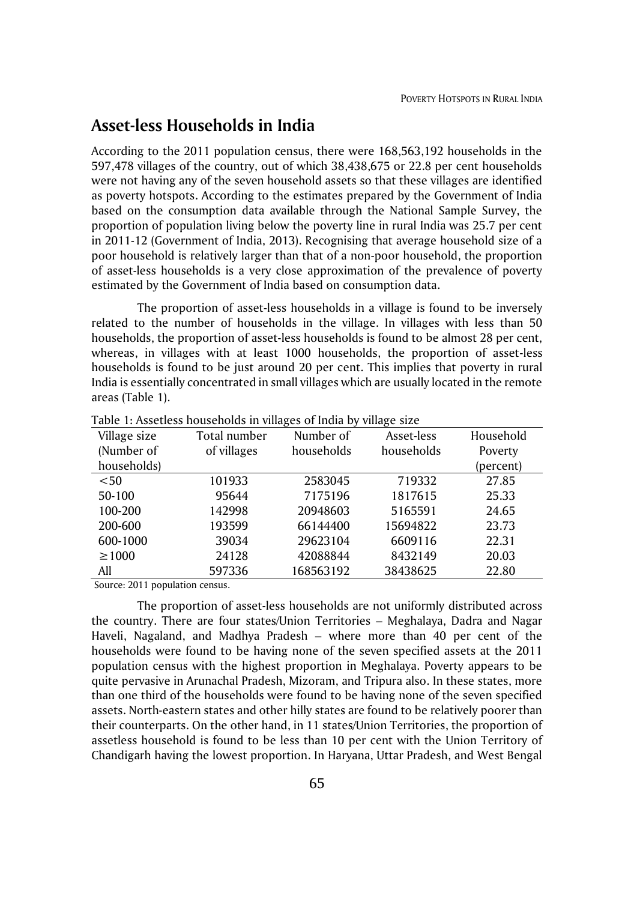## Asset-less Households in India

According to the 2011 population census, there were 168,563,192 households in the 597,478 villages of the country, out of which 38,438,675 or 22.8 per cent households were not having any of the seven household assets so that these villages are identified as poverty hotspots. According to the estimates prepared by the Government of India based on the consumption data available through the National Sample Survey, the proportion of population living below the poverty line in rural India was 25.7 per cent in 2011-12 (Government of India, 2013). Recognising that average household size of a poor household is relatively larger than that of a non-poor household, the proportion of asset-less households is a very close approximation of the prevalence of poverty estimated by the Government of India based on consumption data.

The proportion of asset-less households in a village is found to be inversely related to the number of households in the village. In villages with less than 50 households, the proportion of asset-less households is found to be almost 28 per cent, whereas, in villages with at least 1000 households, the proportion of asset-less households is found to be just around 20 per cent. This implies that poverty in rural India is essentially concentrated in small villages which are usually located in the remote areas (Table 1).

Table 1: Assetless households in villages of India by village size

| Village size (Number of households) | Total number of villages | Number of households | Asset-less households | Household Poverty (percent) |
|---|---|---|---|---|
| <50 | 101933 | 2583045 | 719332 | 27.85 |
| 50-100 | 95644 | 7175196 | 1817615 | 25.33 |
| 100-200 | 142998 | 20948603 | 5165591 | 24.65 |
| 200-600 | 193599 | 66144400 | 15694822 | 23.73 |
| 600-1000 | 39034 | 29623104 | 6609116 | 22.31 |
| ≥1000 | 24128 | 42088844 | 8432149 | 20.03 |
| All | 597336 | 168563192 | 38438625 | 22.80 |

Source: 2011 population census.

The proportion of asset-less households are not uniformly distributed across the country. There are four states/Union Territories – Meghalaya, Dadra and Nagar Haveli, Nagaland, and Madhya Pradesh – where more than 40 per cent of the households were found to be having none of the seven specified assets at the 2011 population census with the highest proportion in Meghalaya. Poverty appears to be quite pervasive in Arunachal Pradesh, Mizoram, and Tripura also. In these states, more than one third of the households were found to be having none of the seven specified assets. North-eastern states and other hilly states are found to be relatively poorer than their counterparts. On the other hand, in 11 states/Union Territories, the proportion of assetless household is found to be less than 10 per cent with the Union Territory of Chandigarh having the lowest proportion. In Haryana, Uttar Pradesh, and West Bengal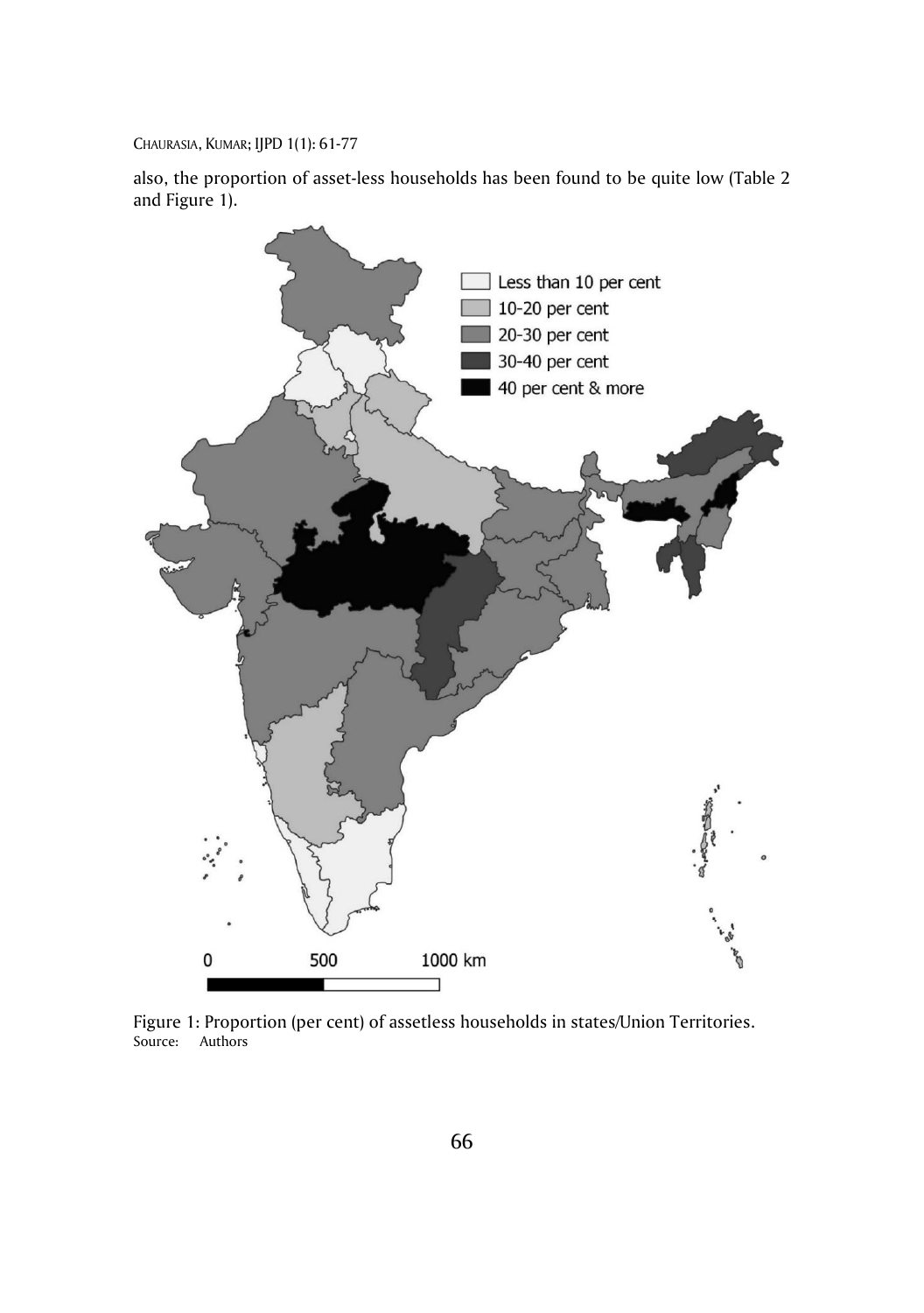also, the proportion of asset-less households has been found to be quite low (Table 2 and Figure 1).

Figure 1: Proportion (per cent) of assetless households in states/Union Territories.
Source: Authors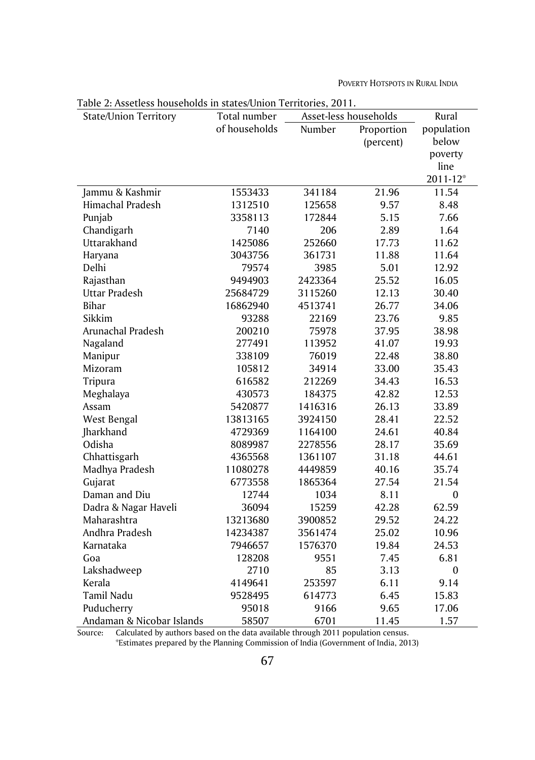Table 2: Assetless households in states/Union Territories, 2011.

| State/Union Territory | Total number of households | Asset-less households | | Rural population below poverty line 2011-12* |
|---|---|---|---|---|
| | | Number | Proportion (percent) | |
| Jammu & Kashmir | 1553433 | 341184 | 21.96 | 11.54 |
| Himachal Pradesh | 1312510 | 125658 | 9.57 | 8.48 |
| Punjab | 3358113 | 172844 | 5.15 | 7.66 |
| Chandigarh | 7140 | 206 | 2.89 | 1.64 |
| Uttarakhand | 1425086 | 252660 | 17.73 | 11.62 |
| Haryana | 3043756 | 361731 | 11.88 | 11.64 |
| Delhi | 79574 | 3985 | 5.01 | 12.92 |
| Rajasthan | 9494903 | 2423364 | 25.52 | 16.05 |
| Uttar Pradesh | 25684729 | 3115260 | 12.13 | 30.40 |
| Bihar | 16862940 | 4513741 | 26.77 | 34.06 |
| Sikkim | 93288 | 22169 | 23.76 | 9.85 |
| Arunachal Pradesh | 200210 | 75978 | 37.95 | 38.98 |
| Nagaland | 277491 | 113952 | 41.07 | 19.93 |
| Manipur | 338109 | 76019 | 22.48 | 38.80 |
| Mizoram | 105812 | 34914 | 33.00 | 35.43 |
| Tripura | 616582 | 212269 | 34.43 | 16.53 |
| Meghalaya | 430573 | 184375 | 42.82 | 12.53 |
| Assam | 5420877 | 1416316 | 26.13 | 33.89 |
| West Bengal | 13813165 | 3924150 | 28.41 | 22.52 |
| Jharkhand | 4729369 | 1164100 | 24.61 | 40.84 |
| Odisha | 8089987 | 2278556 | 28.17 | 35.69 |
| Chhattisgarh | 4365568 | 1361107 | 31.18 | 44.61 |
| Madhya Pradesh | 11080278 | 4449859 | 40.16 | 35.74 |
| Gujarat | 6773558 | 1865364 | 27.54 | 21.54 |
| Daman and Diu | 12744 | 1034 | 8.11 | 0 |
| Dadra & Nagar Haveli | 36094 | 15259 | 42.28 | 62.59 |
| Maharashtra | 13213680 | 3900852 | 29.52 | 24.22 |
| Andhra Pradesh | 14234387 | 3561474 | 25.02 | 10.96 |
| Karnataka | 7946657 | 1576370 | 19.84 | 24.53 |
| Goa | 128208 | 9551 | 7.45 | 6.81 |
| Lakshadweep | 2710 | 85 | 3.13 | 0 |
| Kerala | 4149641 | 253597 | 6.11 | 9.14 |
| Tamil Nadu | 9528495 | 614773 | 6.45 | 15.83 |
| Puducherry | 95018 | 9166 | 9.65 | 17.06 |
| Andaman & Nicobar Islands | 58507 | 6701 | 11.45 | 1.57 |

Source: Calculated by authors based on the data available through 2011 population census.
*Estimates prepared by the Planning Commission of India (Government of India, 2013)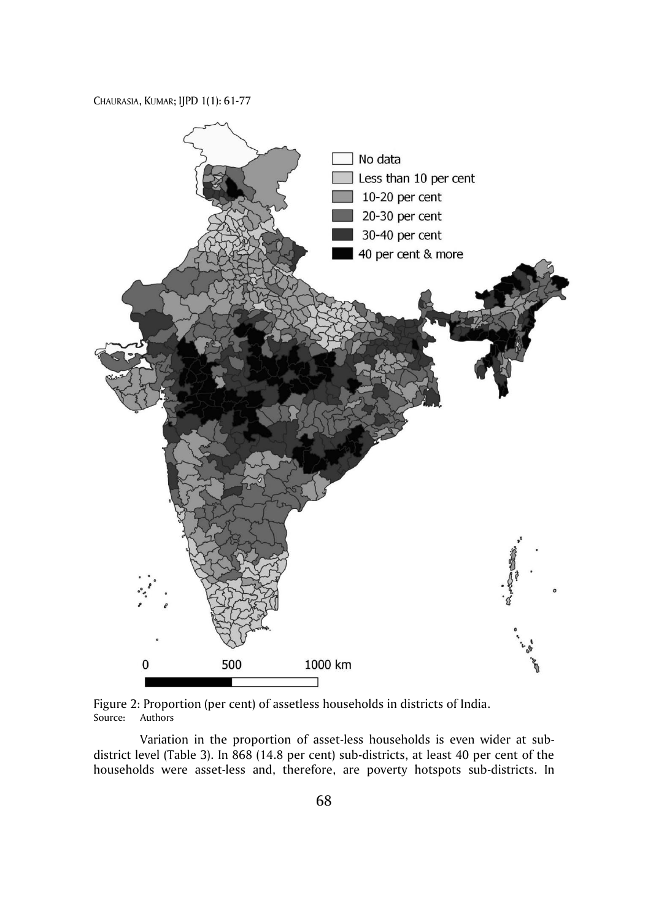Figure 2: Proportion (per cent) of assetless households in districts of India.
Source: Authors

Variation in the proportion of asset-less households is even wider at sub-district level (Table 3). In 868 (14.8 per cent) sub-districts, at least 40 per cent of the households were asset-less and, therefore, are poverty hotspots sub-districts. In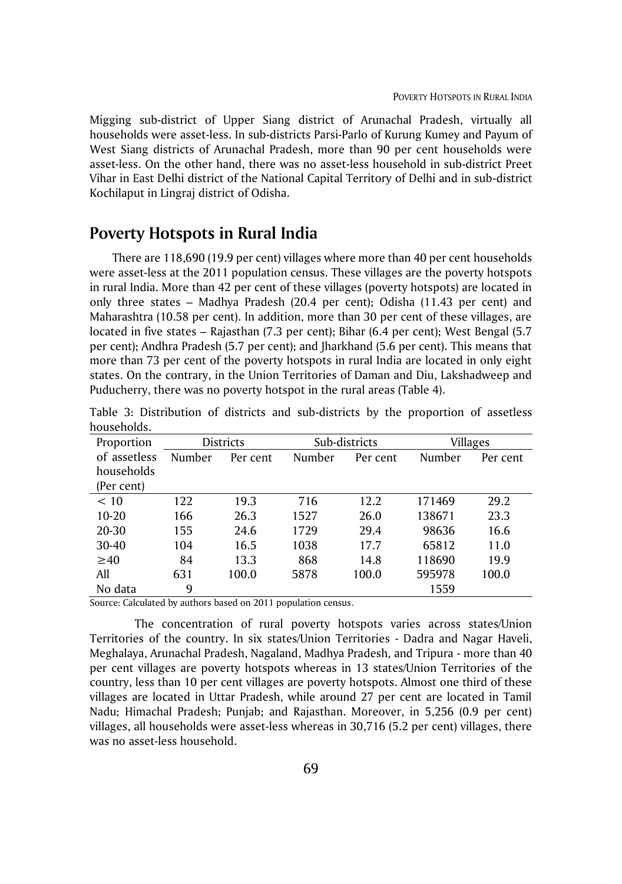Migging sub-district of Upper Siang district of Arunachal Pradesh, virtually all households were asset-less. In sub-districts Parsi-Parlo of Kurung Kumey and Payum of West Siang districts of Arunachal Pradesh, more than 90 per cent households were asset-less. On the other hand, there was no asset-less household in sub-district Preet Vihar in East Delhi district of the National Capital Territory of Delhi and in sub-district Kochilaput in Lingraj district of Odisha.

## Poverty Hotspots in Rural India

There are 118,690 (19.9 per cent) villages where more than 40 per cent households were asset-less at the 2011 population census. These villages are the poverty hotspots in rural India. More than 42 per cent of these villages (poverty hotspots) are located in only three states – Madhya Pradesh (20.4 per cent); Odisha (11.43 per cent) and Maharashtra (10.58 per cent). In addition, more than 30 per cent of these villages, are located in five states – Rajasthan (7.3 per cent); Bihar (6.4 per cent); West Bengal (5.7 per cent); Andhra Pradesh (5.7 per cent); and Jharkhand (5.6 per cent). This means that more than 73 per cent of the poverty hotspots in rural India are located in only eight states. On the contrary, in the Union Territories of Daman and Diu, Lakshadweep and Puducherry, there was no poverty hotspot in the rural areas (Table 4).

Table 3: Distribution of districts and sub-districts by the proportion of assetless households.

| Proportion of assetless households (Per cent) | Districts | | Sub-districts | | Villages | |
|---|---|---|---|---|---|---|
| | Number | Per cent | Number | Per cent | Number | Per cent |
| < 10 | 122 | 19.3 | 716 | 12.2 | 171469 | 29.2 |
| 10-20 | 166 | 26.3 | 1527 | 26.0 | 138671 | 23.3 |
| 20-30 | 155 | 24.6 | 1729 | 29.4 | 98636 | 16.6 |
| 30-40 | 104 | 16.5 | 1038 | 17.7 | 65812 | 11.0 |
| ≥40 | 84 | 13.3 | 868 | 14.8 | 118690 | 19.9 |
| All | 631 | 100.0 | 5878 | 100.0 | 595978 | 100.0 |
| No data | 9 | | | | 1559 | |

Source: Calculated by authors based on 2011 population census.

The concentration of rural poverty hotspots varies across states/Union Territories of the country. In six states/Union Territories - Dadra and Nagar Haveli, Meghalaya, Arunachal Pradesh, Nagaland, Madhya Pradesh, and Tripura - more than 40 per cent villages are poverty hotspots whereas in 13 states/Union Territories of the country, less than 10 per cent villages are poverty hotspots. Almost one third of these villages are located in Uttar Pradesh, while around 27 per cent are located in Tamil Nadu; Himachal Pradesh; Punjab; and Rajasthan. Moreover, in 5,256 (0.9 per cent) villages, all households were asset-less whereas in 30,716 (5.2 per cent) villages, there was no asset-less household.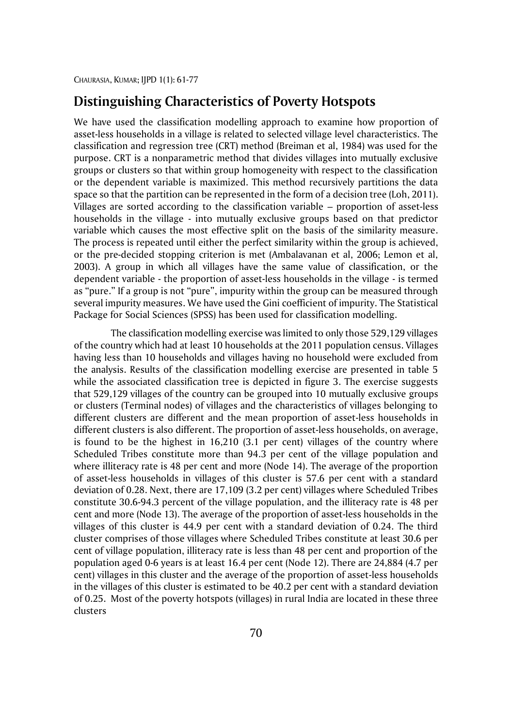## Distinguishing Characteristics of Poverty Hotspots

We have used the classification modelling approach to examine how proportion of asset-less households in a village is related to selected village level characteristics. The classification and regression tree (CRT) method (Breiman et al, 1984) was used for the purpose. CRT is a nonparametric method that divides villages into mutually exclusive groups or clusters so that within group homogeneity with respect to the classification or the dependent variable is maximized. This method recursively partitions the data space so that the partition can be represented in the form of a decision tree (Loh, 2011). Villages are sorted according to the classification variable – proportion of asset-less households in the village - into mutually exclusive groups based on that predictor variable which causes the most effective split on the basis of the similarity measure. The process is repeated until either the perfect similarity within the group is achieved, or the pre-decided stopping criterion is met (Ambalavanan et al, 2006; Lemon et al, 2003). A group in which all villages have the same value of classification, or the dependent variable - the proportion of asset-less households in the village - is termed as "pure." If a group is not "pure", impurity within the group can be measured through several impurity measures. We have used the Gini coefficient of impurity. The Statistical Package for Social Sciences (SPSS) has been used for classification modelling.

The classification modelling exercise was limited to only those 529,129 villages of the country which had at least 10 households at the 2011 population census. Villages having less than 10 households and villages having no household were excluded from the analysis. Results of the classification modelling exercise are presented in table 5 while the associated classification tree is depicted in figure 3. The exercise suggests that 529,129 villages of the country can be grouped into 10 mutually exclusive groups or clusters (Terminal nodes) of villages and the characteristics of villages belonging to different clusters are different and the mean proportion of asset-less households in different clusters is also different. The proportion of asset-less households, on average, is found to be the highest in 16,210 (3.1 per cent) villages of the country where Scheduled Tribes constitute more than 94.3 per cent of the village population and where illiteracy rate is 48 per cent and more (Node 14). The average of the proportion of asset-less households in villages of this cluster is 57.6 per cent with a standard deviation of 0.28. Next, there are 17,109 (3.2 per cent) villages where Scheduled Tribes constitute 30.6-94.3 percent of the village population, and the illiteracy rate is 48 per cent and more (Node 13). The average of the proportion of asset-less households in the villages of this cluster is 44.9 per cent with a standard deviation of 0.24. The third cluster comprises of those villages where Scheduled Tribes constitute at least 30.6 per cent of village population, illiteracy rate is less than 48 per cent and proportion of the population aged 0-6 years is at least 16.4 per cent (Node 12). There are 24,884 (4.7 per cent) villages in this cluster and the average of the proportion of asset-less households in the villages of this cluster is estimated to be 40.2 per cent with a standard deviation of 0.25. Most of the poverty hotspots (villages) in rural India are located in these three clusters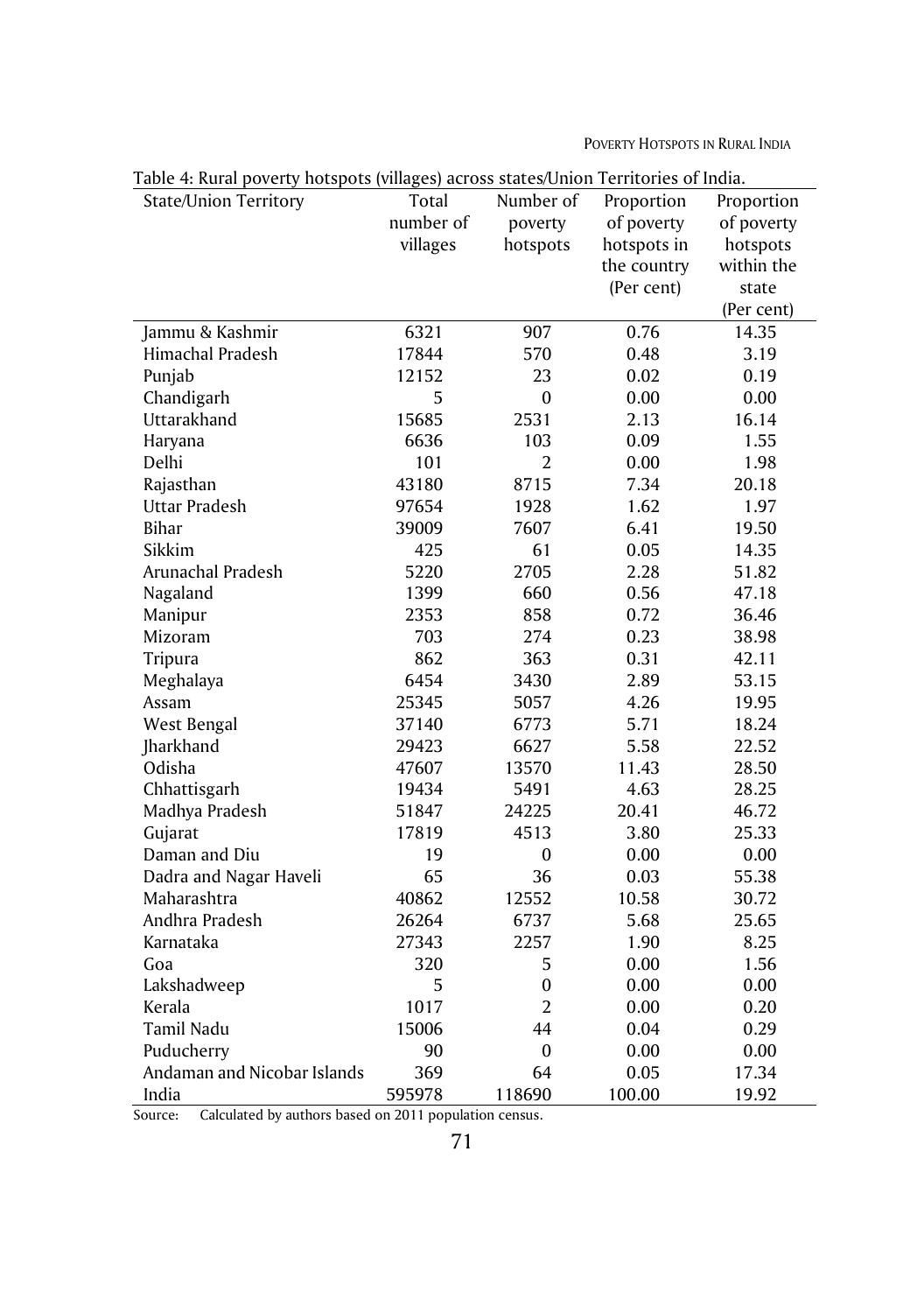Table 4: Rural poverty hotspots (villages) across states/Union Territories of India.

| State/Union Territory | Total number of villages | Number of poverty hotspots | Proportion of poverty hotspots in the country (Per cent) | Proportion of poverty hotspots within the state (Per cent) |
|---|---|---|---|---|
| Jammu & Kashmir | 6321 | 907 | 0.76 | 14.35 |
| Himachal Pradesh | 17844 | 570 | 0.48 | 3.19 |
| Punjab | 12152 | 23 | 0.02 | 0.19 |
| Chandigarh | 5 | 0 | 0.00 | 0.00 |
| Uttarakhand | 15685 | 2531 | 2.13 | 16.14 |
| Haryana | 6636 | 103 | 0.09 | 1.55 |
| Delhi | 101 | 2 | 0.00 | 1.98 |
| Rajasthan | 43180 | 8715 | 7.34 | 20.18 |
| Uttar Pradesh | 97654 | 1928 | 1.62 | 1.97 |
| Bihar | 39009 | 7607 | 6.41 | 19.50 |
| Sikkim | 425 | 61 | 0.05 | 14.35 |
| Arunachal Pradesh | 5220 | 2705 | 2.28 | 51.82 |
| Nagaland | 1399 | 660 | 0.56 | 47.18 |
| Manipur | 2353 | 858 | 0.72 | 36.46 |
| Mizoram | 703 | 274 | 0.23 | 38.98 |
| Tripura | 862 | 363 | 0.31 | 42.11 |
| Meghalaya | 6454 | 3430 | 2.89 | 53.15 |
| Assam | 25345 | 5057 | 4.26 | 19.95 |
| West Bengal | 37140 | 6773 | 5.71 | 18.24 |
| Jharkhand | 29423 | 6627 | 5.58 | 22.52 |
| Odisha | 47607 | 13570 | 11.43 | 28.50 |
| Chhattisgarh | 19434 | 5491 | 4.63 | 28.25 |
| Madhya Pradesh | 51847 | 24225 | 20.41 | 46.72 |
| Gujarat | 17819 | 4513 | 3.80 | 25.33 |
| Daman and Diu | 19 | 0 | 0.00 | 0.00 |
| Dadra and Nagar Haveli | 65 | 36 | 0.03 | 55.38 |
| Maharashtra | 40862 | 12552 | 10.58 | 30.72 |
| Andhra Pradesh | 26264 | 6737 | 5.68 | 25.65 |
| Karnataka | 27343 | 2257 | 1.90 | 8.25 |
| Goa | 320 | 5 | 0.00 | 1.56 |
| Lakshadweep | 5 | 0 | 0.00 | 0.00 |
| Kerala | 1017 | 2 | 0.00 | 0.20 |
| Tamil Nadu | 15006 | 44 | 0.04 | 0.29 |
| Puducherry | 90 | 0 | 0.00 | 0.00 |
| Andaman and Nicobar Islands | 369 | 64 | 0.05 | 17.34 |
| India | 595978 | 118690 | 100.00 | 19.92 |

Source: Calculated by authors based on 2011 population census.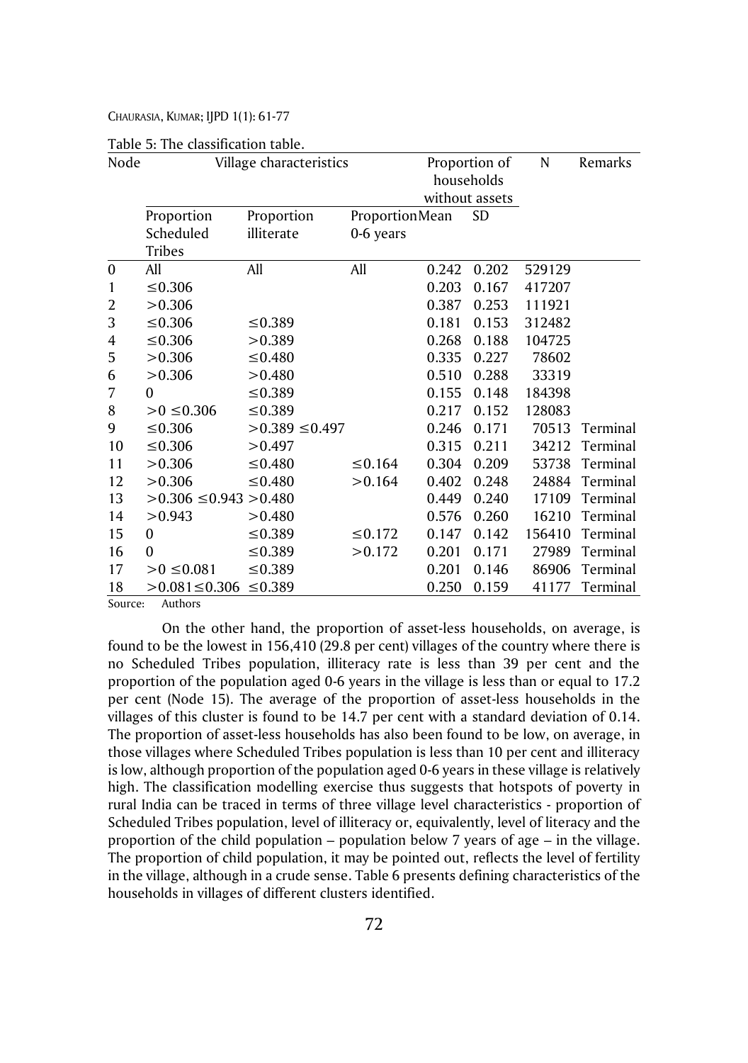Table 5: The classification table.

| Node | Village characteristics | | | Proportion of households without assets | | N | Remarks |
|---|---|---|---|---|---|---|---|
| | Proportion Scheduled Tribes | Proportion illiterate | Proportion 0-6 years | Mean | SD | | |
| 0 | All | All | All | 0.242 | 0.202 | 529129 | |
| 1 | ≤0.306 | | | 0.203 | 0.167 | 417207 | |
| 2 | >0.306 | | | 0.387 | 0.253 | 111921 | |
| 3 | ≤0.306 | ≤0.389 | | 0.181 | 0.153 | 312482 | |
| 4 | ≤0.306 | >0.389 | | 0.268 | 0.188 | 104725 | |
| 5 | >0.306 | ≤0.480 | | 0.335 | 0.227 | 78602 | |
| 6 | >0.306 | >0.480 | | 0.510 | 0.288 | 33319 | |
| 7 | 0 | ≤0.389 | | 0.155 | 0.148 | 184398 | |
| 8 | >0 ≤0.306 | ≤0.389 | | 0.217 | 0.152 | 128083 | |
| 9 | ≤0.306 | >0.389 ≤0.497 | | 0.246 | 0.171 | 70513 | Terminal |
| 10 | ≤0.306 | >0.497 | | 0.315 | 0.211 | 34212 | Terminal |
| 11 | >0.306 | ≤0.480 | ≤0.164 | 0.304 | 0.209 | 53738 | Terminal |
| 12 | >0.306 | ≤0.480 | >0.164 | 0.402 | 0.248 | 24884 | Terminal |
| 13 | >0.306 ≤0.943 | >0.480 | | 0.449 | 0.240 | 17109 | Terminal |
| 14 | >0.943 | >0.480 | | 0.576 | 0.260 | 16210 | Terminal |
| 15 | 0 | ≤0.389 | ≤0.172 | 0.147 | 0.142 | 156410 | Terminal |
| 16 | 0 | ≤0.389 | >0.172 | 0.201 | 0.171 | 27989 | Terminal |
| 17 | >0 ≤0.081 | ≤0.389 | | 0.201 | 0.146 | 86906 | Terminal |
| 18 | >0.081≤0.306 | ≤0.389 | | 0.250 | 0.159 | 41177 | Terminal |

Source: Authors

On the other hand, the proportion of asset-less households, on average, is found to be the lowest in 156,410 (29.8 per cent) villages of the country where there is no Scheduled Tribes population, illiteracy rate is less than 39 per cent and the proportion of the population aged 0-6 years in the village is less than or equal to 17.2 per cent (Node 15). The average of the proportion of asset-less households in the villages of this cluster is found to be 14.7 per cent with a standard deviation of 0.14. The proportion of asset-less households has also been found to be low, on average, in those villages where Scheduled Tribes population is less than 10 per cent and illiteracy is low, although proportion of the population aged 0-6 years in these village is relatively high. The classification modelling exercise thus suggests that hotspots of poverty in rural India can be traced in terms of three village level characteristics - proportion of Scheduled Tribes population, level of illiteracy or, equivalently, level of literacy and the proportion of the child population – population below 7 years of age – in the village. The proportion of child population, it may be pointed out, reflects the level of fertility in the village, although in a crude sense. Table 6 presents defining characteristics of the households in villages of different clusters identified.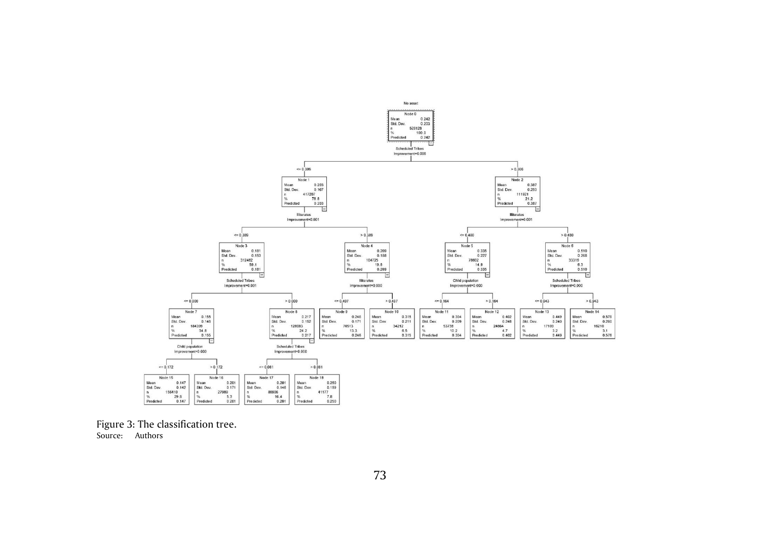No asset

| Node | Split variable (parent) | Condition | Mean | Std. Dev. | n | % | Predicted |
|---|---|---|---|---|---|---|---|
| Node 0 | | | 0.242 | 0.203 | 529128 | 100.0 | 0.242 |
| Node 1 | Scheduled Tribes (Node 0), Improvement=0.006 | <= 0.306 | 0.203 | 0.167 | 417207 | 78.8 | 0.203 |
| Node 2 | Scheduled Tribes (Node 0), Improvement=0.006 | > 0.306 | 0.387 | 0.253 | 111921 | 21.2 | 0.387 |
| Node 3 | Illiterates (Node 1), Improvement=0.001 | <= 0.389 | 0.181 | 0.153 | 312482 | 59.1 | 0.181 |
| Node 4 | Illiterates (Node 1), Improvement=0.001 | > 0.389 | 0.269 | 0.188 | 104725 | 19.8 | 0.269 |
| Node 5 | Illiterates (Node 2), Improvement=0.001 | <= 0.480 | 0.335 | 0.227 | 78602 | 14.9 | 0.335 |
| Node 6 | Illiterates (Node 2), Improvement=0.001 | > 0.480 | 0.510 | 0.268 | 33319 | 6.3 | 0.510 |
| Node 7 | Scheduled Tribes (Node 3), Improvement=0.001 | <= 0.000 | 0.155 | 0.148 | 184399 | 34.8 | 0.155 |
| Node 8 | Scheduled Tribes (Node 3), Improvement=0.001 | > 0.000 | 0.217 | 0.152 | 128083 | 24.2 | 0.217 |
| Node 9 | Illiterates (Node 4), Improvement=0.000 | <= 0.497 | 0.246 | 0.171 | 70513 | 13.3 | 0.246 |
| Node 10 | Illiterates (Node 4), Improvement=0.000 | > 0.497 | 0.315 | 0.211 | 34212 | 6.5 | 0.315 |
| Node 11 | Child population (Node 5), Improvement=0.000 | <= 0.164 | 0.304 | 0.209 | 53738 | 10.2 | 0.304 |
| Node 12 | Child population (Node 5), Improvement=0.000 | > 0.164 | 0.402 | 0.248 | 24864 | 4.7 | 0.402 |
| Node 13 | Scheduled Tribes (Node 6), Improvement=0.000 | <= 0.943 | 0.449 | 0.240 | 17109 | 3.2 | 0.449 |
| Node 14 | Scheduled Tribes (Node 6), Improvement=0.000 | > 0.943 | 0.576 | 0.260 | 16210 | 3.1 | 0.576 |
| Node 15 | Child population (Node 7), Improvement=0.000 | <= 0.172 | 0.147 | 0.142 | 156410 | 29.6 | 0.147 |
| Node 16 | Child population (Node 7), Improvement=0.000 | > 0.172 | 0.201 | 0.171 | 27989 | 5.3 | 0.201 |
| Node 17 | Scheduled Tribes (Node 8), Improvement=0.000 | <= 0.081 | 0.201 | 0.146 | 86906 | 16.4 | 0.201 |
| Node 18 | Scheduled Tribes (Node 8), Improvement=0.000 | > 0.081 | 0.250 | 0.159 | 41177 | 7.8 | 0.250 |

Figure 3: The classification tree.
Source: Authors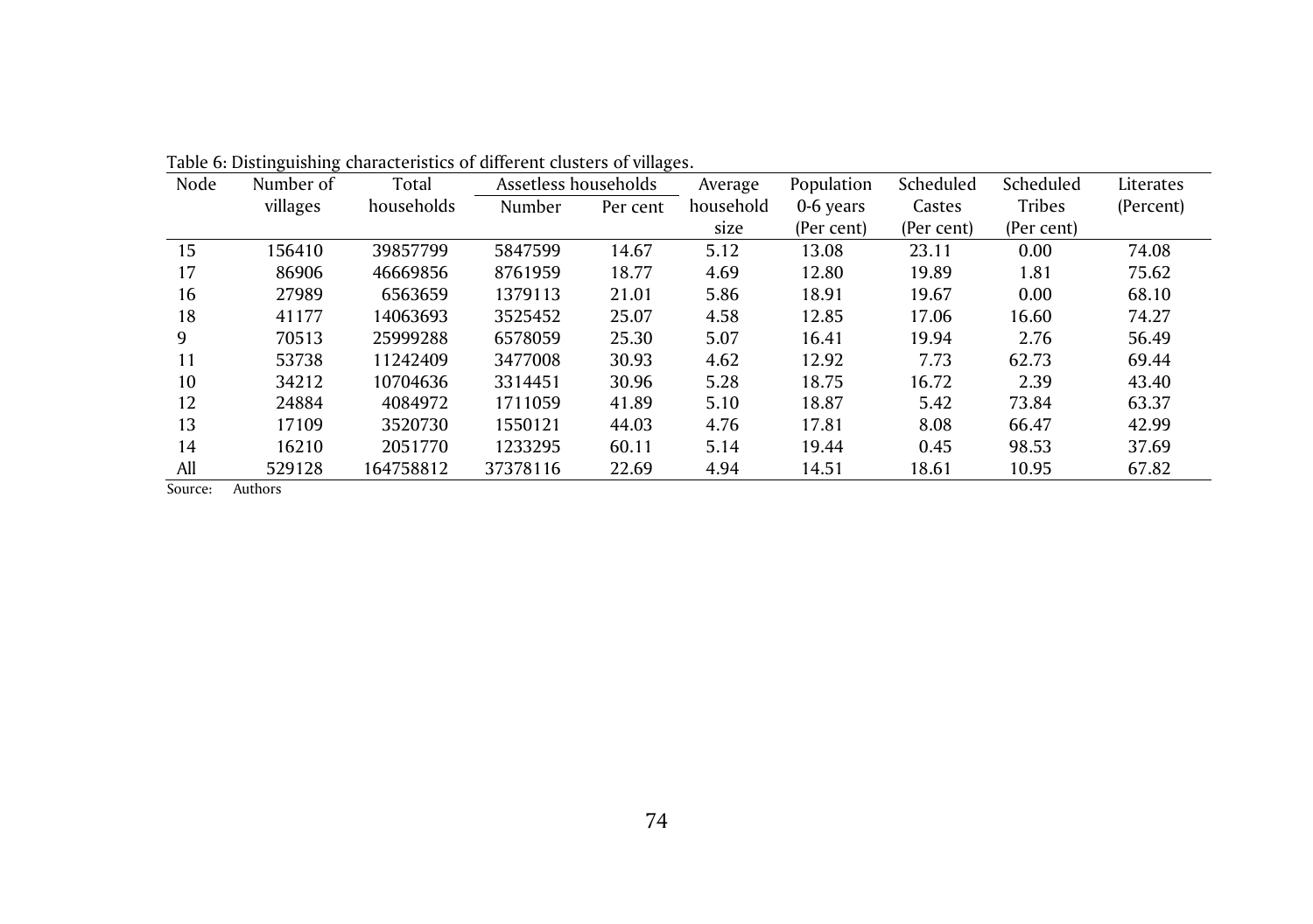Table 6: Distinguishing characteristics of different clusters of villages.

| Node | Number of villages | Total households | Assetless households | | Average household size | Population 0-6 years (Per cent) | Scheduled Castes (Per cent) | Scheduled Tribes (Per cent) | Literates (Percent) |
|---|---|---|---|---|---|---|---|---|---|
| | | | Number | Per cent | | | | | |
| 15 | 156410 | 39857799 | 5847599 | 14.67 | 5.12 | 13.08 | 23.11 | 0.00 | 74.08 |
| 17 | 86906 | 46669856 | 8761959 | 18.77 | 4.69 | 12.80 | 19.89 | 1.81 | 75.62 |
| 16 | 27989 | 6563659 | 1379113 | 21.01 | 5.86 | 18.91 | 19.67 | 0.00 | 68.10 |
| 18 | 41177 | 14063693 | 3525452 | 25.07 | 4.58 | 12.85 | 17.06 | 16.60 | 74.27 |
| 9 | 70513 | 25999288 | 6578059 | 25.30 | 5.07 | 16.41 | 19.94 | 2.76 | 56.49 |
| 11 | 53738 | 11242409 | 3477008 | 30.93 | 4.62 | 12.92 | 7.73 | 62.73 | 69.44 |
| 10 | 34212 | 10704636 | 3314451 | 30.96 | 5.28 | 18.75 | 16.72 | 2.39 | 43.40 |
| 12 | 24884 | 4084972 | 1711059 | 41.89 | 5.10 | 18.87 | 5.42 | 73.84 | 63.37 |
| 13 | 17109 | 3520730 | 1550121 | 44.03 | 4.76 | 17.81 | 8.08 | 66.47 | 42.99 |
| 14 | 16210 | 2051770 | 1233295 | 60.11 | 5.14 | 19.44 | 0.45 | 98.53 | 37.69 |
| All | 529128 | 164758812 | 37378116 | 22.69 | 4.94 | 14.51 | 18.61 | 10.95 | 67.82 |

Source: Authors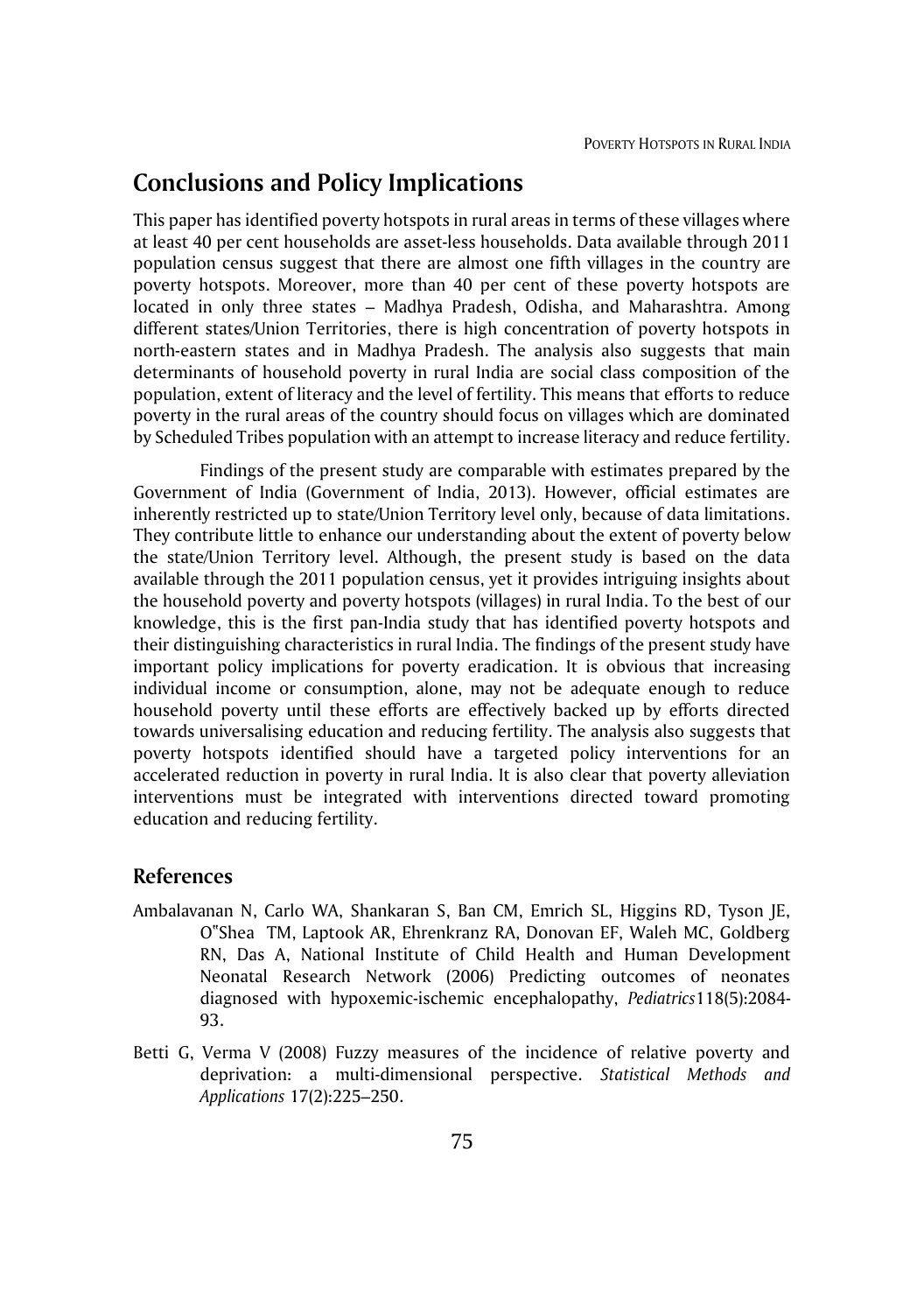## Conclusions and Policy Implications

This paper has identified poverty hotspots in rural areas in terms of these villages where at least 40 per cent households are asset-less households. Data available through 2011 population census suggest that there are almost one fifth villages in the country are poverty hotspots. Moreover, more than 40 per cent of these poverty hotspots are located in only three states – Madhya Pradesh, Odisha, and Maharashtra. Among different states/Union Territories, there is high concentration of poverty hotspots in north-eastern states and in Madhya Pradesh. The analysis also suggests that main determinants of household poverty in rural India are social class composition of the population, extent of literacy and the level of fertility. This means that efforts to reduce poverty in the rural areas of the country should focus on villages which are dominated by Scheduled Tribes population with an attempt to increase literacy and reduce fertility.

Findings of the present study are comparable with estimates prepared by the Government of India (Government of India, 2013). However, official estimates are inherently restricted up to state/Union Territory level only, because of data limitations. They contribute little to enhance our understanding about the extent of poverty below the state/Union Territory level. Although, the present study is based on the data available through the 2011 population census, yet it provides intriguing insights about the household poverty and poverty hotspots (villages) in rural India. To the best of our knowledge, this is the first pan-India study that has identified poverty hotspots and their distinguishing characteristics in rural India. The findings of the present study have important policy implications for poverty eradication. It is obvious that increasing individual income or consumption, alone, may not be adequate enough to reduce household poverty until these efforts are effectively backed up by efforts directed towards universalising education and reducing fertility. The analysis also suggests that poverty hotspots identified should have a targeted policy interventions for an accelerated reduction in poverty in rural India. It is also clear that poverty alleviation interventions must be integrated with interventions directed toward promoting education and reducing fertility.

### References

Ambalavanan N, Carlo WA, Shankaran S, Ban CM, Emrich SL, Higgins RD, Tyson JE, O"Shea TM, Laptook AR, Ehrenkranz RA, Donovan EF, Waleh MC, Goldberg RN, Das A, National Institute of Child Health and Human Development Neonatal Research Network (2006) Predicting outcomes of neonates diagnosed with hypoxemic-ischemic encephalopathy, *Pediatrics* 118(5):2084-93.

Betti G, Verma V (2008) Fuzzy measures of the incidence of relative poverty and deprivation: a multi-dimensional perspective. *Statistical Methods and Applications* 17(2):225–250.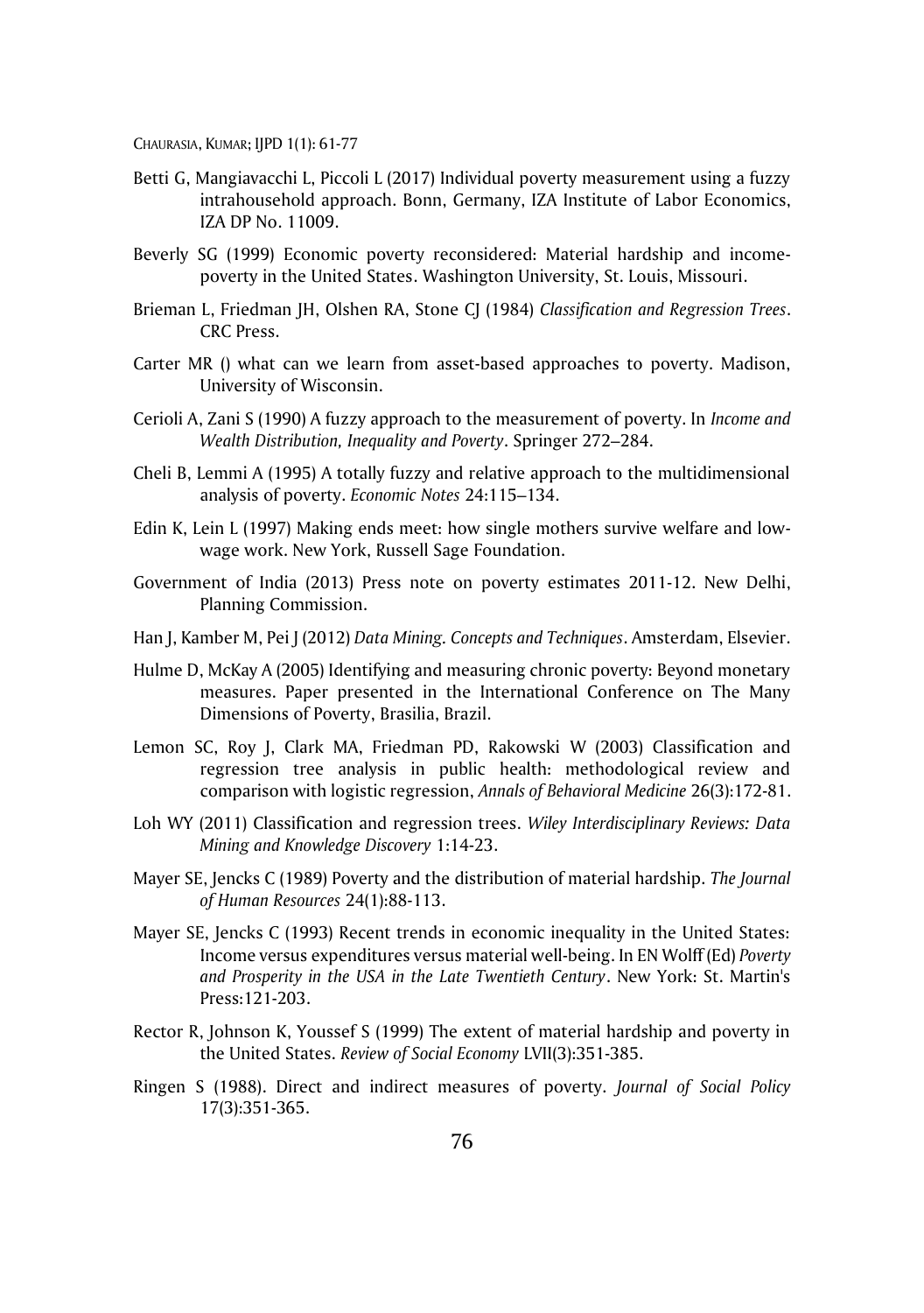Betti G, Mangiavacchi L, Piccoli L (2017) Individual poverty measurement using a fuzzy intrahousehold approach. Bonn, Germany, IZA Institute of Labor Economics, IZA DP No. 11009.

Beverly SG (1999) Economic poverty reconsidered: Material hardship and income-poverty in the United States. Washington University, St. Louis, Missouri.

Brieman L, Friedman JH, Olshen RA, Stone CJ (1984) *Classification and Regression Trees*. CRC Press.

Carter MR () what can we learn from asset-based approaches to poverty. Madison, University of Wisconsin.

Cerioli A, Zani S (1990) A fuzzy approach to the measurement of poverty. In *Income and Wealth Distribution, Inequality and Poverty*. Springer 272–284.

Cheli B, Lemmi A (1995) A totally fuzzy and relative approach to the multidimensional analysis of poverty. *Economic Notes* 24:115–134.

Edin K, Lein L (1997) Making ends meet: how single mothers survive welfare and low-wage work. New York, Russell Sage Foundation.

Government of India (2013) Press note on poverty estimates 2011-12. New Delhi, Planning Commission.

Han J, Kamber M, Pei J (2012) *Data Mining. Concepts and Techniques*. Amsterdam, Elsevier.

Hulme D, McKay A (2005) Identifying and measuring chronic poverty: Beyond monetary measures. Paper presented in the International Conference on The Many Dimensions of Poverty, Brasilia, Brazil.

Lemon SC, Roy J, Clark MA, Friedman PD, Rakowski W (2003) Classification and regression tree analysis in public health: methodological review and comparison with logistic regression, *Annals of Behavioral Medicine* 26(3):172-81.

Loh WY (2011) Classification and regression trees. *Wiley Interdisciplinary Reviews: Data Mining and Knowledge Discovery* 1:14-23.

Mayer SE, Jencks C (1989) Poverty and the distribution of material hardship. *The Journal of Human Resources* 24(1):88-113.

Mayer SE, Jencks C (1993) Recent trends in economic inequality in the United States: Income versus expenditures versus material well-being. In EN Wolff (Ed) *Poverty and Prosperity in the USA in the Late Twentieth Century*. New York: St. Martin's Press:121-203.

Rector R, Johnson K, Youssef S (1999) The extent of material hardship and poverty in the United States. *Review of Social Economy* LVII(3):351-385.

Ringen S (1988). Direct and indirect measures of poverty. *Journal of Social Policy* 17(3):351-365.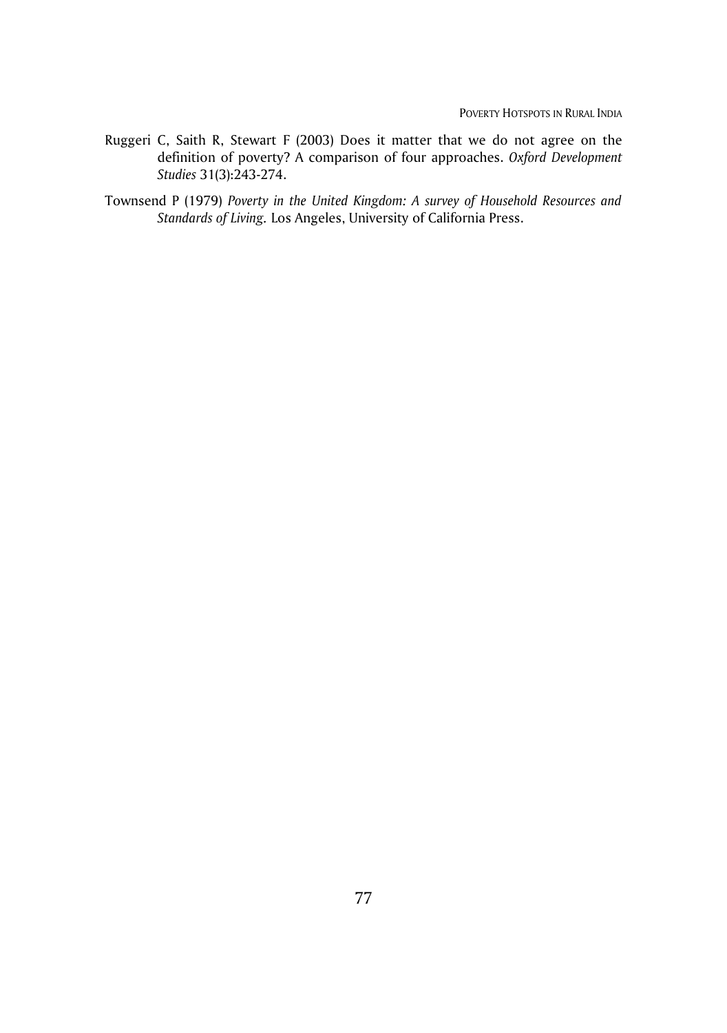Ruggeri C, Saith R, Stewart F (2003) Does it matter that we do not agree on the definition of poverty? A comparison of four approaches. *Oxford Development Studies* 31(3):243-274.

Townsend P (1979) *Poverty in the United Kingdom: A survey of Household Resources and Standards of Living.* Los Angeles, University of California Press.